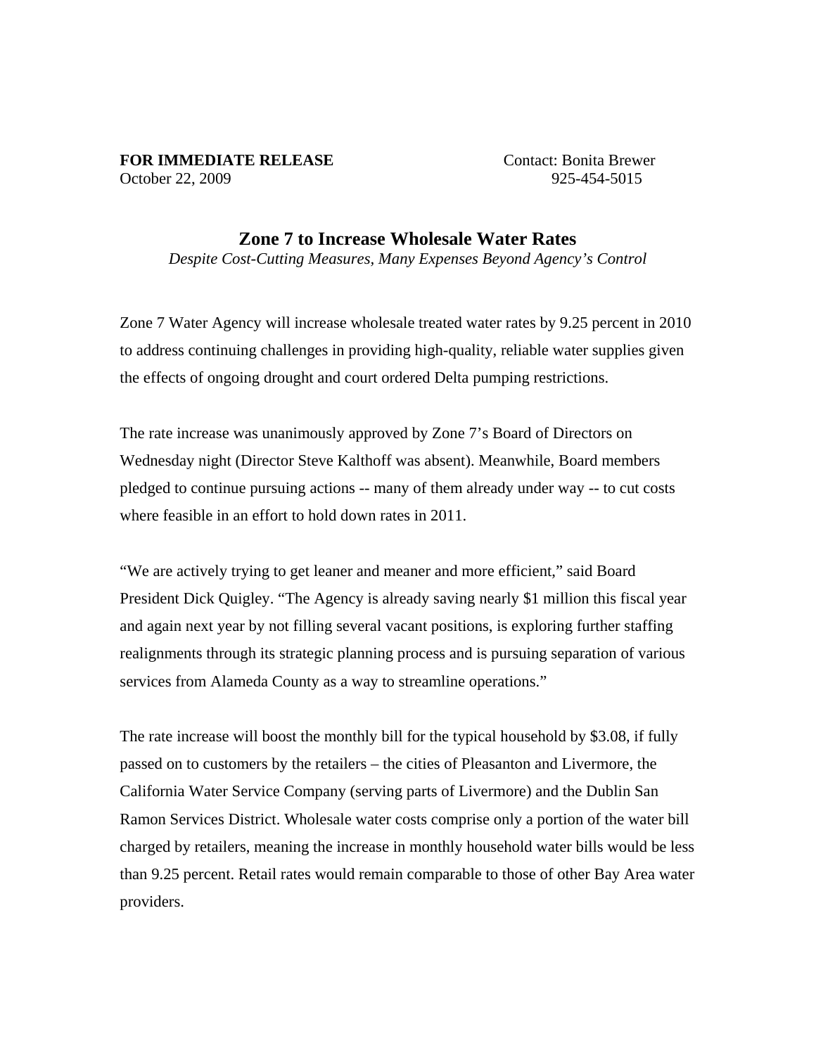**FOR IMMEDIATE RELEASE** Contact: Bonita Brewer
October 22, 2009 925-454-5015

## Zone 7 to Increase Wholesale Water Rates

*Despite Cost-Cutting Measures, Many Expenses Beyond Agency's Control*

Zone 7 Water Agency will increase wholesale treated water rates by 9.25 percent in 2010 to address continuing challenges in providing high-quality, reliable water supplies given the effects of ongoing drought and court ordered Delta pumping restrictions.

The rate increase was unanimously approved by Zone 7's Board of Directors on Wednesday night (Director Steve Kalthoff was absent). Meanwhile, Board members pledged to continue pursuing actions -- many of them already under way -- to cut costs where feasible in an effort to hold down rates in 2011.

"We are actively trying to get leaner and meaner and more efficient," said Board President Dick Quigley. "The Agency is already saving nearly $1 million this fiscal year and again next year by not filling several vacant positions, is exploring further staffing realignments through its strategic planning process and is pursuing separation of various services from Alameda County as a way to streamline operations."

The rate increase will boost the monthly bill for the typical household by $3.08, if fully passed on to customers by the retailers – the cities of Pleasanton and Livermore, the California Water Service Company (serving parts of Livermore) and the Dublin San Ramon Services District. Wholesale water costs comprise only a portion of the water bill charged by retailers, meaning the increase in monthly household water bills would be less than 9.25 percent. Retail rates would remain comparable to those of other Bay Area water providers.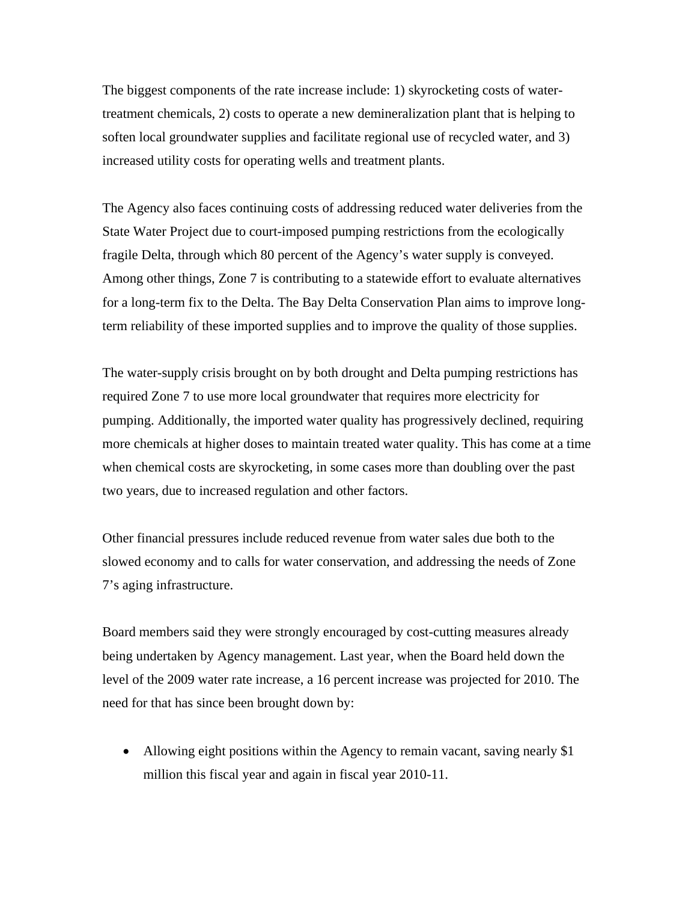The biggest components of the rate increase include: 1) skyrocketing costs of water-treatment chemicals, 2) costs to operate a new demineralization plant that is helping to soften local groundwater supplies and facilitate regional use of recycled water, and 3) increased utility costs for operating wells and treatment plants.

The Agency also faces continuing costs of addressing reduced water deliveries from the State Water Project due to court-imposed pumping restrictions from the ecologically fragile Delta, through which 80 percent of the Agency's water supply is conveyed. Among other things, Zone 7 is contributing to a statewide effort to evaluate alternatives for a long-term fix to the Delta. The Bay Delta Conservation Plan aims to improve long-term reliability of these imported supplies and to improve the quality of those supplies.

The water-supply crisis brought on by both drought and Delta pumping restrictions has required Zone 7 to use more local groundwater that requires more electricity for pumping. Additionally, the imported water quality has progressively declined, requiring more chemicals at higher doses to maintain treated water quality. This has come at a time when chemical costs are skyrocketing, in some cases more than doubling over the past two years, due to increased regulation and other factors.

Other financial pressures include reduced revenue from water sales due both to the slowed economy and to calls for water conservation, and addressing the needs of Zone 7's aging infrastructure.

Board members said they were strongly encouraged by cost-cutting measures already being undertaken by Agency management. Last year, when the Board held down the level of the 2009 water rate increase, a 16 percent increase was projected for 2010. The need for that has since been brought down by:

- Allowing eight positions within the Agency to remain vacant, saving nearly $1 million this fiscal year and again in fiscal year 2010-11.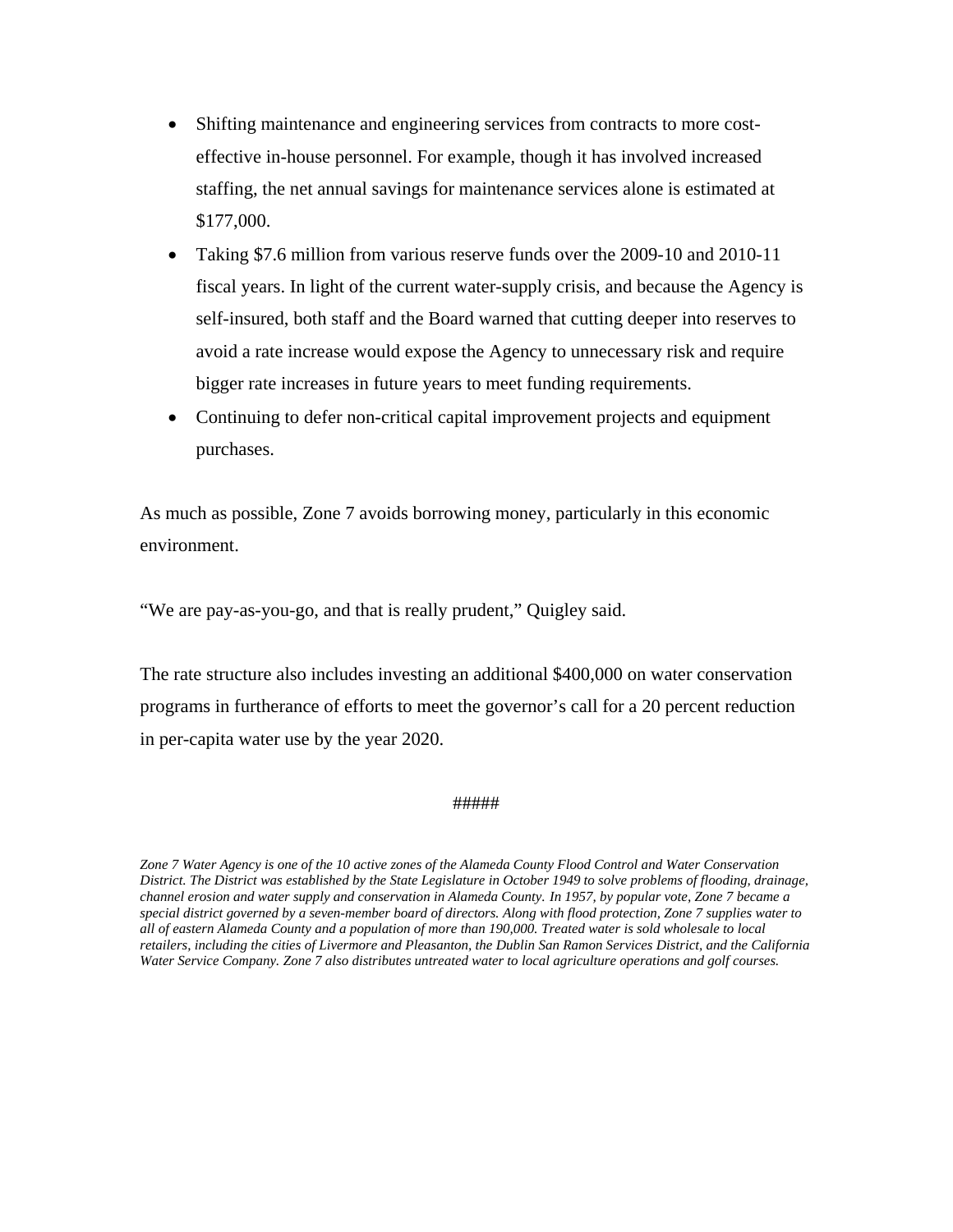- Shifting maintenance and engineering services from contracts to more cost-effective in-house personnel. For example, though it has involved increased staffing, the net annual savings for maintenance services alone is estimated at $177,000.
- Taking $7.6 million from various reserve funds over the 2009-10 and 2010-11 fiscal years. In light of the current water-supply crisis, and because the Agency is self-insured, both staff and the Board warned that cutting deeper into reserves to avoid a rate increase would expose the Agency to unnecessary risk and require bigger rate increases in future years to meet funding requirements.
- Continuing to defer non-critical capital improvement projects and equipment purchases.

As much as possible, Zone 7 avoids borrowing money, particularly in this economic environment.

"We are pay-as-you-go, and that is really prudent," Quigley said.

The rate structure also includes investing an additional $400,000 on water conservation programs in furtherance of efforts to meet the governor's call for a 20 percent reduction in per-capita water use by the year 2020.

#####

*Zone 7 Water Agency is one of the 10 active zones of the Alameda County Flood Control and Water Conservation District. The District was established by the State Legislature in October 1949 to solve problems of flooding, drainage, channel erosion and water supply and conservation in Alameda County. In 1957, by popular vote, Zone 7 became a special district governed by a seven-member board of directors. Along with flood protection, Zone 7 supplies water to all of eastern Alameda County and a population of more than 190,000. Treated water is sold wholesale to local retailers, including the cities of Livermore and Pleasanton, the Dublin San Ramon Services District, and the California Water Service Company. Zone 7 also distributes untreated water to local agriculture operations and golf courses.*